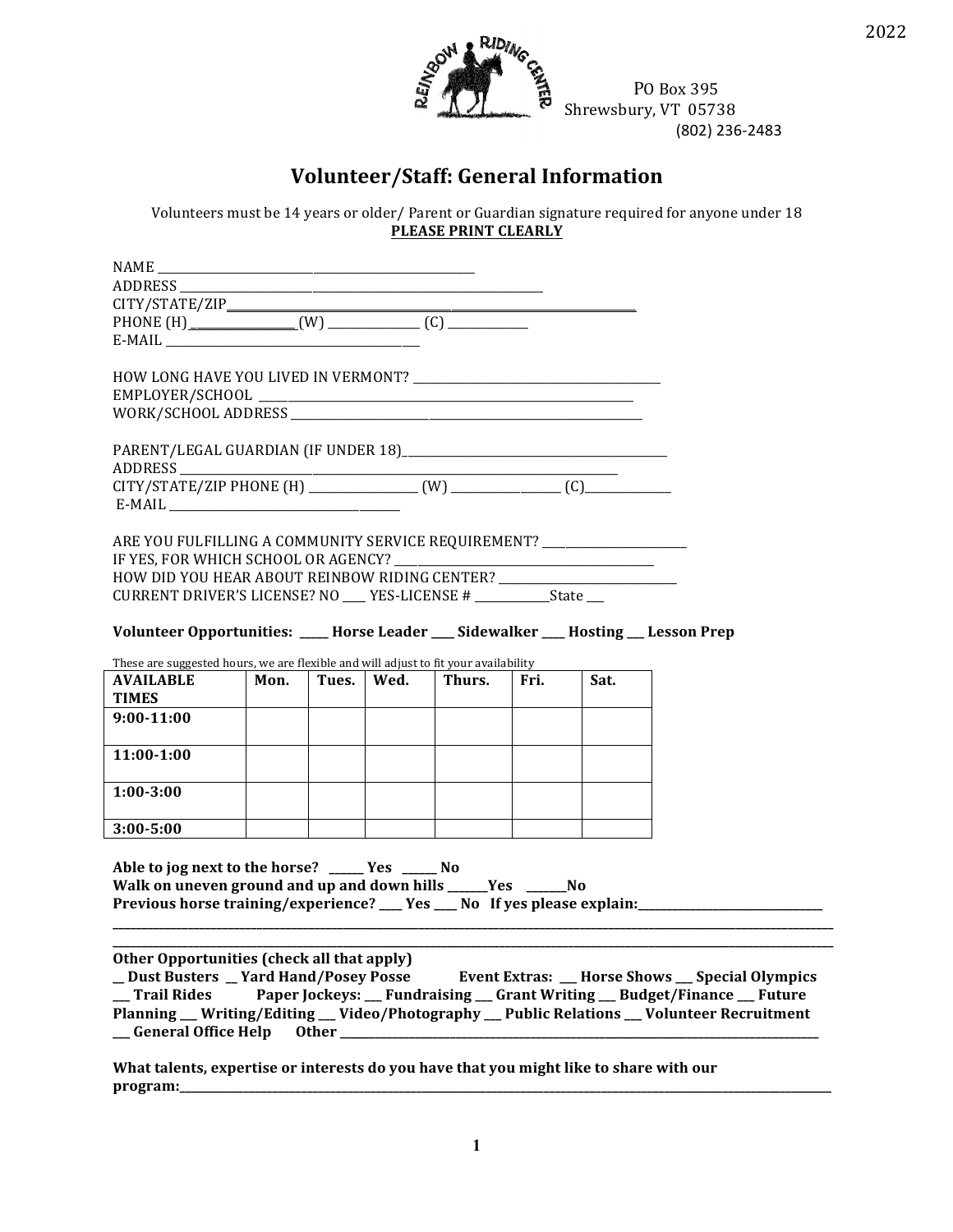2022

PO Box 395
Shrewsbury, VT 05738
(802) 236-2483

# Volunteer/Staff: General Information

Volunteers must be 14 years or older/ Parent or Guardian signature required for anyone under 18

**PLEASE PRINT CLEARLY**

NAME ______________________________________________
ADDRESS ___________________________________________________________
CITY/STATE/ZIP______________________________________________________________
PHONE (H) ______________ (W) _____________ (C) ___________
E-MAIL _________________________________________

HOW LONG HAVE YOU LIVED IN VERMONT? _________________________________
EMPLOYER/SCHOOL ________________________________________________________
WORK/SCHOOL ADDRESS ____________________________________________________

PARENT/LEGAL GUARDIAN (IF UNDER 18)_________________________________
ADDRESS __________________________________________________________________
CITY/STATE/ZIP PHONE (H) _______________ (W) _______________ (C)____________
E-MAIL ________________________________

ARE YOU FULFILLING A COMMUNITY SERVICE REQUIREMENT? ____________________
IF YES, FOR WHICH SCHOOL OR AGENCY? _________________________________
HOW DID YOU HEAR ABOUT REINBOW RIDING CENTER? _______________________
CURRENT DRIVER'S LICENSE? NO ___ YES-LICENSE # __________State ___

**Volunteer Opportunities: ____ Horse Leader ___ Sidewalker ___ Hosting ___ Lesson Prep**

These are suggested hours, we are flexible and will adjust to fit your availability

| AVAILABLE TIMES | Mon. | Tues. | Wed. | Thurs. | Fri. | Sat. |
|---|---|---|---|---|---|---|
| 9:00-11:00 | | | | | | |
| 11:00-1:00 | | | | | | |
| 1:00-3:00 | | | | | | |
| 3:00-5:00 | | | | | | |

**Able to jog next to the horse? _____ Yes _____ No**
**Walk on uneven ground and up and down hills ______Yes ______No**
**Previous horse training/experience? ___ Yes ___ No If yes please explain:_________________________**
______________________________________________________________________________________
______________________________________________________________________________________

**Other Opportunities (check all that apply)**
**__ Dust Busters __ Yard Hand/Posey Posse Event Extras: ___ Horse Shows ___ Special Olympics ___ Trail Rides Paper Jockeys: ___ Fundraising ___ Grant Writing ___ Budget/Finance ___ Future Planning ___ Writing/Editing ___ Video/Photography ___ Public Relations ___ Volunteer Recruitment ___ General Office Help Other ________________________________________________________________**

**What talents, expertise or interests do you have that you might like to share with our program:__________________________________________________________________________**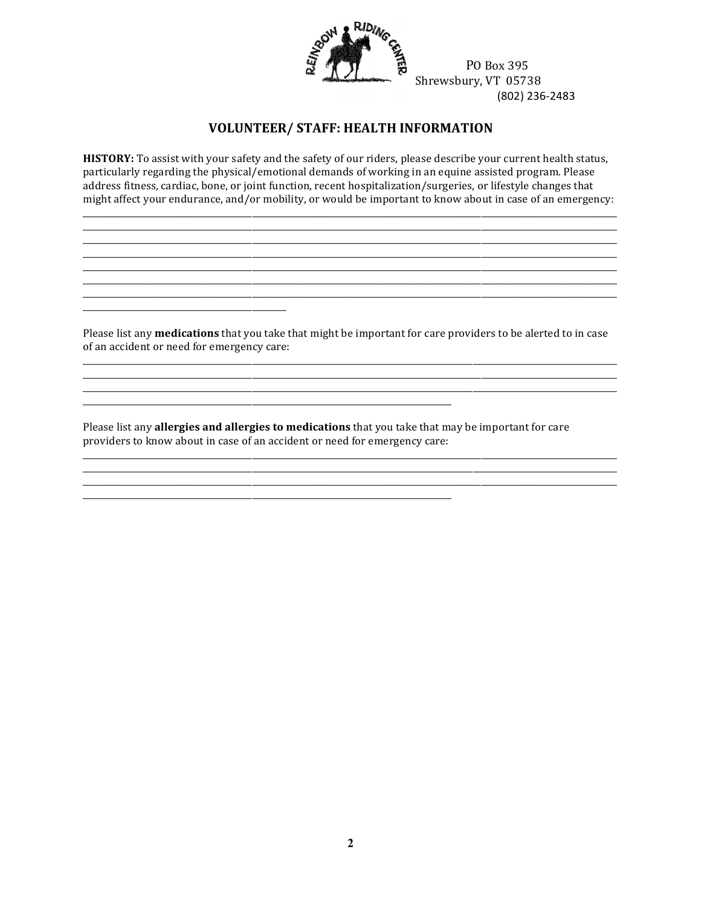PO Box 395
Shrewsbury, VT 05738
(802) 236-2483

## VOLUNTEER/ STAFF: HEALTH INFORMATION

**HISTORY:** To assist with your safety and the safety of our riders, please describe your current health status, particularly regarding the physical/emotional demands of working in an equine assisted program. Please address fitness, cardiac, bone, or joint function, recent hospitalization/surgeries, or lifestyle changes that might affect your endurance, and/or mobility, or would be important to know about in case of an emergency:

________________________________________________________________________________________________
________________________________________________________________________________________________
________________________________________________________________________________________________
________________________________________________________________________________________________
________________________________________________________________________________________________
________________________________________________________________________________________________
________________________________________________________________________________________________
____________________________________

Please list any **medications** that you take that might be important for care providers to be alerted to in case of an accident or need for emergency care:

________________________________________________________________________________________________
________________________________________________________________________________________________
________________________________________________________________________________________________
__________________________________________________________________

Please list any **allergies and allergies to medications** that you take that may be important for care providers to know about in case of an accident or need for emergency care:

________________________________________________________________________________________________
________________________________________________________________________________________________
________________________________________________________________________________________________
__________________________________________________________________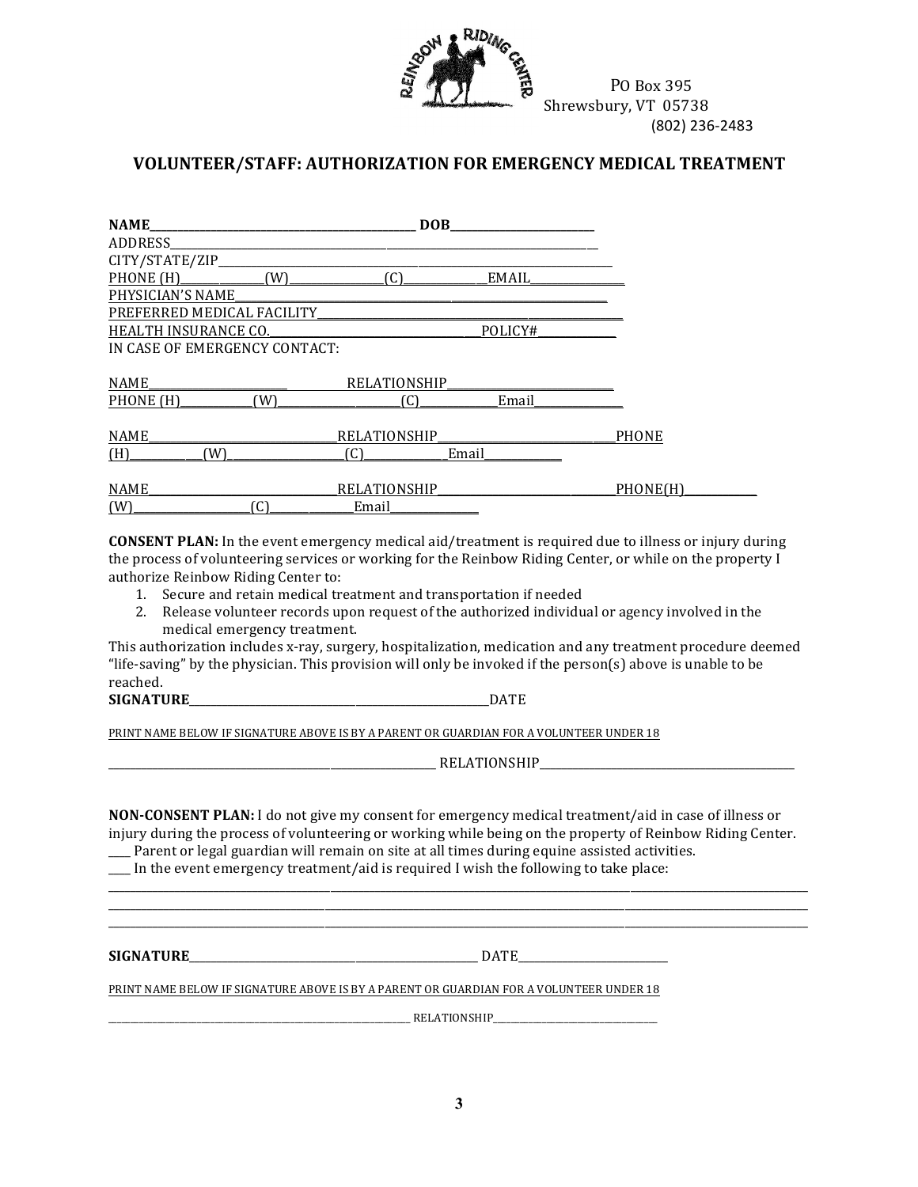PO Box 395
Shrewsbury, VT 05738
(802) 236-2483

## VOLUNTEER/STAFF: AUTHORIZATION FOR EMERGENCY MEDICAL TREATMENT

**NAME**_______________________________________________ **DOB**_________________________
ADDRESS_______________________________________________________________________________
CITY/STATE/ZIP_________________________________________________________________________
PHONE (H)______________(W)________________(C)_____________EMAIL________________
PHYSICIAN'S NAME______________________________________________________________________
PREFERRED MEDICAL FACILITY____________________________________________________________
HEALTH INSURANCE CO.__________________________________POLICY#______________
IN CASE OF EMERGENCY CONTACT:

NAME_________________________ RELATIONSHIP___________________________
PHONE (H)___________(W)____________________(C)_____________Email_______________

NAME________________________________RELATIONSHIP____________________________PHONE
(H)___________(W)____________________(C)______________Email_____________

NAME________________________________RELATIONSHIP____________________________PHONE(H)____________
(W)___________________(C)________________Email_______________

**CONSENT PLAN:** In the event emergency medical aid/treatment is required due to illness or injury during the process of volunteering services or working for the Reinbow Riding Center, or while on the property I authorize Reinbow Riding Center to:

1. Secure and retain medical treatment and transportation if needed
2. Release volunteer records upon request of the authorized individual or agency involved in the medical emergency treatment.

This authorization includes x-ray, surgery, hospitalization, medication and any treatment procedure deemed "life-saving" by the physician. This provision will only be invoked if the person(s) above is unable to be reached.

**SIGNATURE**________________________________________________________DATE

PRINT NAME BELOW IF SIGNATURE ABOVE IS BY A PARENT OR GUARDIAN FOR A VOLUNTEER UNDER 18

__________________________________________________________ RELATIONSHIP_____________________________________________

**NON-CONSENT PLAN:** I do not give my consent for emergency medical treatment/aid in case of illness or injury during the process of volunteering or working while being on the property of Reinbow Riding Center.

____ Parent or legal guardian will remain on site at all times during equine assisted activities.
____ In the event emergency treatment/aid is required I wish the following to take place:

______________________________________________________________________________________________
______________________________________________________________________________________________
______________________________________________________________________________________________

**SIGNATURE**_____________________________________________________ DATE__________________________

PRINT NAME BELOW IF SIGNATURE ABOVE IS BY A PARENT OR GUARDIAN FOR A VOLUNTEER UNDER 18

__________________________________________________________ RELATIONSHIP__________________________________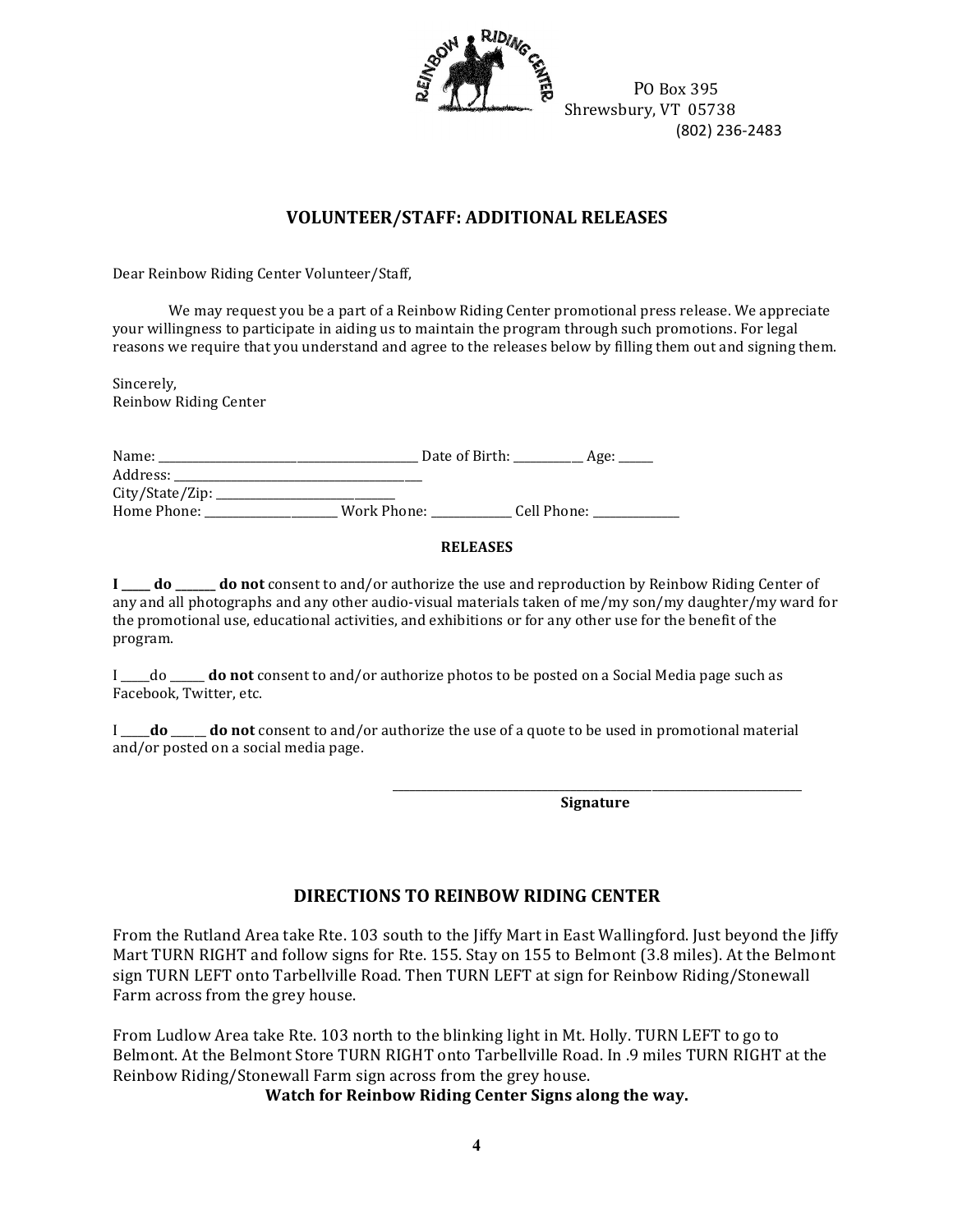PO Box 395
Shrewsbury, VT 05738
(802) 236-2483

## VOLUNTEER/STAFF: ADDITIONAL RELEASES

Dear Reinbow Riding Center Volunteer/Staff,

We may request you be a part of a Reinbow Riding Center promotional press release. We appreciate your willingness to participate in aiding us to maintain the program through such promotions. For legal reasons we require that you understand and agree to the releases below by filling them out and signing them.

Sincerely,
Reinbow Riding Center

Name: ________________________________ Date of Birth: __________ Age: _____
Address: ______________________________
City/State/Zip: _____________________
Home Phone: _______________ Work Phone: ___________ Cell Phone: ____________

**RELEASES**

**I \_\_\_\_ do \_\_\_\_\_\_ do not** consent to and/or authorize the use and reproduction by Reinbow Riding Center of any and all photographs and any other audio-visual materials taken of me/my son/my daughter/my ward for the promotional use, educational activities, and exhibitions or for any other use for the benefit of the program.

I \_\_\_\_do \_\_\_\_\_ **do not** consent to and/or authorize photos to be posted on a Social Media page such as Facebook, Twitter, etc.

I \_\_\_\_**do** \_\_\_\_\_ **do not** consent to and/or authorize the use of a quote to be used in promotional material and/or posted on a social media page.

_______________________________________
**Signature**

## DIRECTIONS TO REINBOW RIDING CENTER

From the Rutland Area take Rte. 103 south to the Jiffy Mart in East Wallingford. Just beyond the Jiffy Mart TURN RIGHT and follow signs for Rte. 155. Stay on 155 to Belmont (3.8 miles). At the Belmont sign TURN LEFT onto Tarbellville Road. Then TURN LEFT at sign for Reinbow Riding/Stonewall Farm across from the grey house.

From Ludlow Area take Rte. 103 north to the blinking light in Mt. Holly. TURN LEFT to go to Belmont. At the Belmont Store TURN RIGHT onto Tarbellville Road. In .9 miles TURN RIGHT at the Reinbow Riding/Stonewall Farm sign across from the grey house.

**Watch for Reinbow Riding Center Signs along the way.**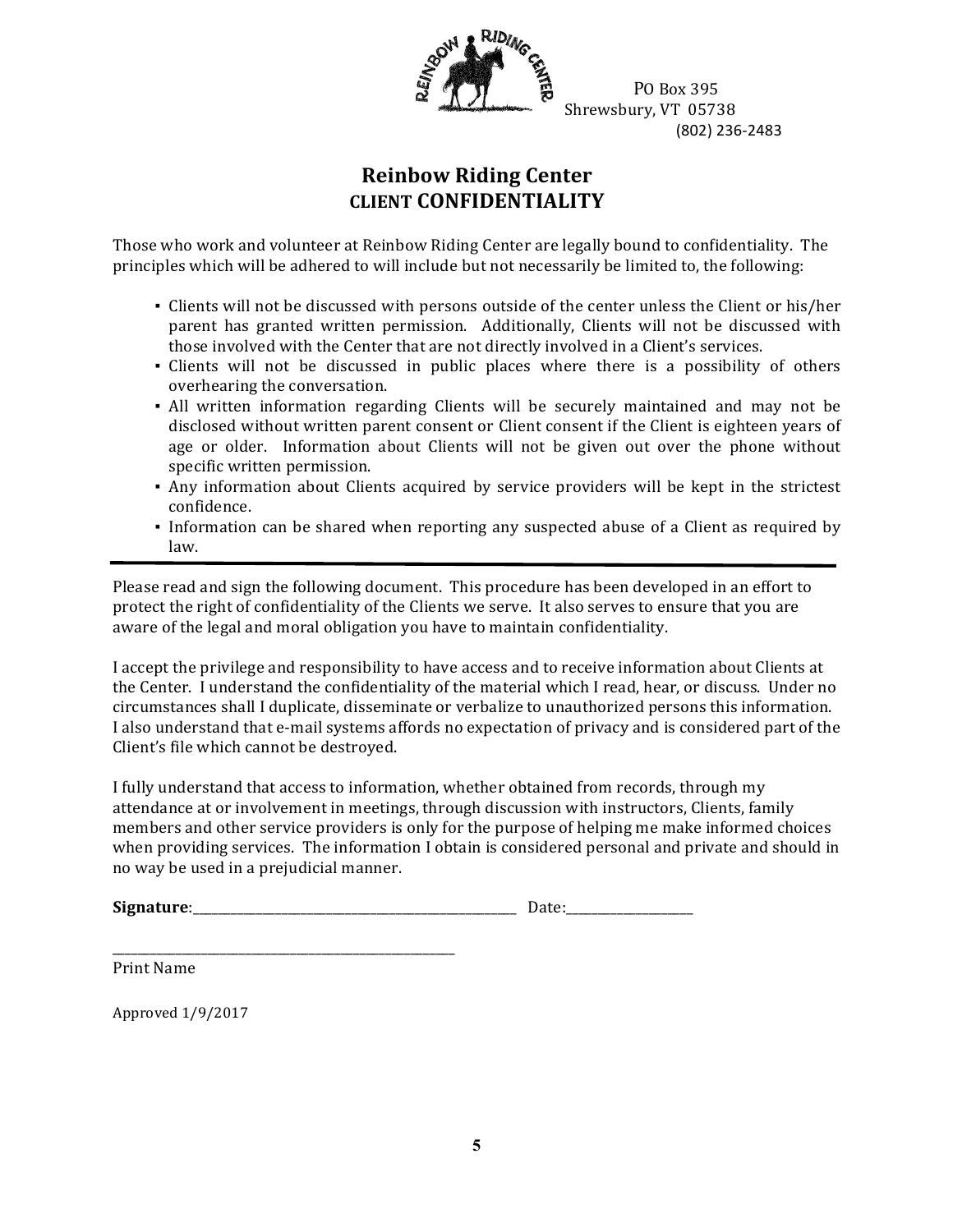PO Box 395
Shrewsbury, VT 05738
(802) 236-2483

# Reinbow Riding Center
## CLIENT CONFIDENTIALITY

Those who work and volunteer at Reinbow Riding Center are legally bound to confidentiality. The principles which will be adhered to will include but not necessarily be limited to, the following:

- Clients will not be discussed with persons outside of the center unless the Client or his/her parent has granted written permission. Additionally, Clients will not be discussed with those involved with the Center that are not directly involved in a Client's services.
- Clients will not be discussed in public places where there is a possibility of others overhearing the conversation.
- All written information regarding Clients will be securely maintained and may not be disclosed without written parent consent or Client consent if the Client is eighteen years of age or older. Information about Clients will not be given out over the phone without specific written permission.
- Any information about Clients acquired by service providers will be kept in the strictest confidence.
- Information can be shared when reporting any suspected abuse of a Client as required by law.

---

Please read and sign the following document. This procedure has been developed in an effort to protect the right of confidentiality of the Clients we serve. It also serves to ensure that you are aware of the legal and moral obligation you have to maintain confidentiality.

I accept the privilege and responsibility to have access and to receive information about Clients at the Center. I understand the confidentiality of the material which I read, hear, or discuss. Under no circumstances shall I duplicate, disseminate or verbalize to unauthorized persons this information. I also understand that e-mail systems affords no expectation of privacy and is considered part of the Client's file which cannot be destroyed.

I fully understand that access to information, whether obtained from records, through my attendance at or involvement in meetings, through discussion with instructors, Clients, family members and other service providers is only for the purpose of helping me make informed choices when providing services. The information I obtain is considered personal and private and should in no way be used in a prejudicial manner.

**Signature**:\_\_\_\_\_\_\_\_\_\_\_\_\_\_\_\_\_\_\_\_\_\_\_\_\_\_\_\_\_\_\_\_\_\_\_\_ Date:\_\_\_\_\_\_\_\_\_\_\_\_\_\_

\_\_\_\_\_\_\_\_\_\_\_\_\_\_\_\_\_\_\_\_\_\_\_\_\_\_\_\_\_\_\_\_\_\_\_\_\_\_
Print Name

Approved 1/9/2017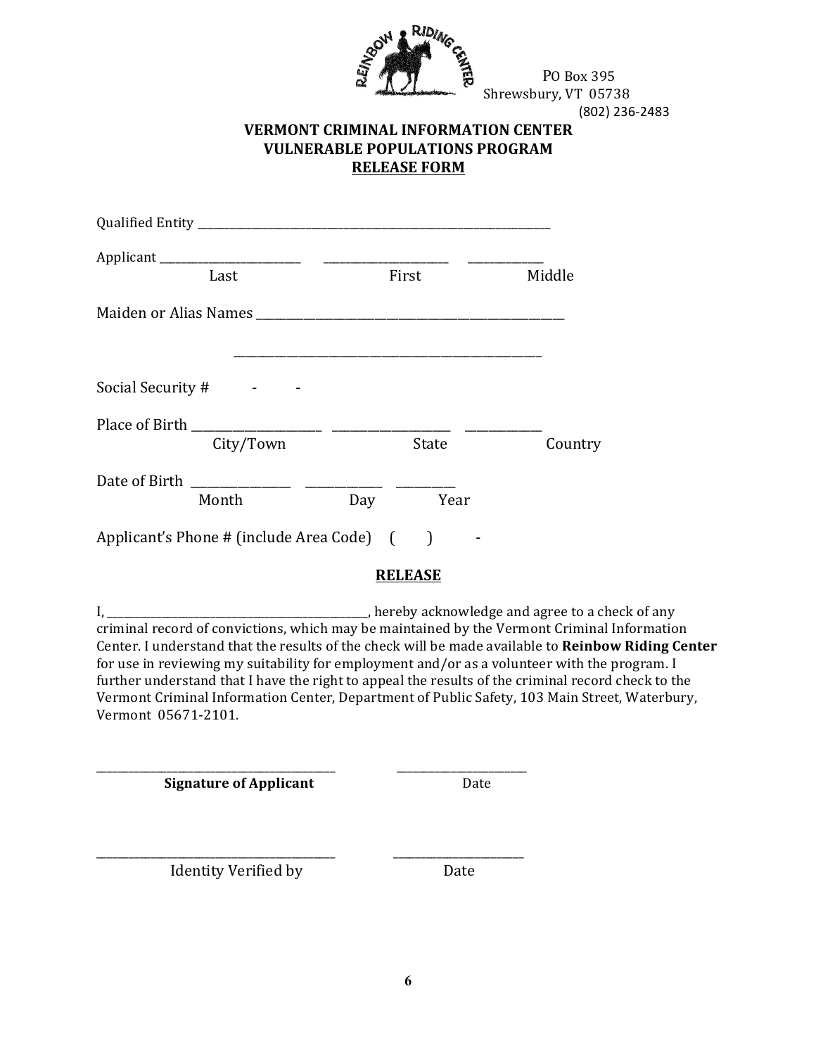PO Box 395
Shrewsbury, VT 05738
(802) 236-2483

**VERMONT CRIMINAL INFORMATION CENTER**
**VULNERABLE POPULATIONS PROGRAM**
**RELEASE FORM**

Qualified Entity ____________________________________________

Applicant ____________________ ____________________ ____________
Last First Middle

Maiden or Alias Names ____________________________________________

____________________________________________

Social Security # - -

Place of Birth ____________________ ____________________ ____________
City/Town State Country

Date of Birth ____________ ____________ ____________
Month Day Year

Applicant's Phone # (include Area Code) ( ) -

## RELEASE

I, ________________________________, hereby acknowledge and agree to a check of any criminal record of convictions, which may be maintained by the Vermont Criminal Information Center. I understand that the results of the check will be made available to **Reinbow Riding Center** for use in reviewing my suitability for employment and/or as a volunteer with the program. I further understand that I have the right to appeal the results of the criminal record check to the Vermont Criminal Information Center, Department of Public Safety, 103 Main Street, Waterbury, Vermont 05671-2101.

________________________________ ____________________
**Signature of Applicant** Date

________________________________ ____________________
Identity Verified by Date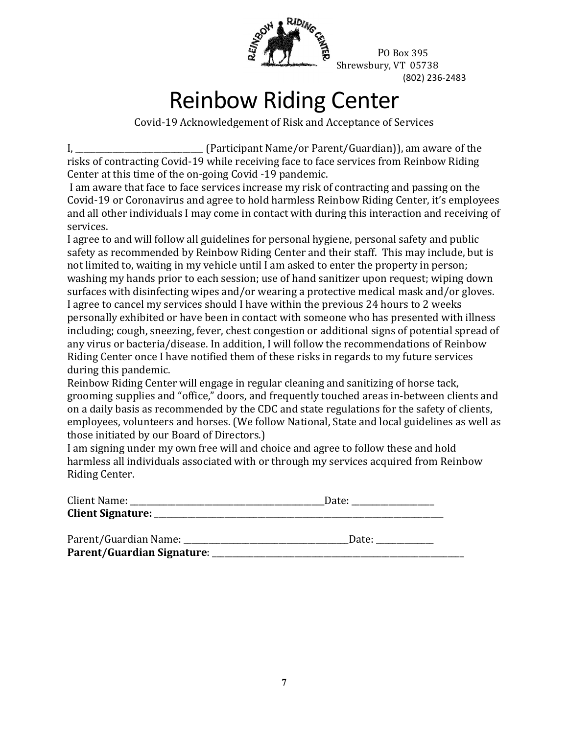PO Box 395
Shrewsbury, VT 05738
(802) 236-2483

# Reinbow Riding Center

Covid-19 Acknowledgement of Risk and Acceptance of Services

I, ______________________________ (Participant Name/or Parent/Guardian)), am aware of the risks of contracting Covid-19 while receiving face to face services from Reinbow Riding Center at this time of the on-going Covid -19 pandemic.

I am aware that face to face services increase my risk of contracting and passing on the Covid-19 or Coronavirus and agree to hold harmless Reinbow Riding Center, it's employees and all other individuals I may come in contact with during this interaction and receiving of services.

I agree to and will follow all guidelines for personal hygiene, personal safety and public safety as recommended by Reinbow Riding Center and their staff. This may include, but is not limited to, waiting in my vehicle until I am asked to enter the property in person; washing my hands prior to each session; use of hand sanitizer upon request; wiping down surfaces with disinfecting wipes and/or wearing a protective medical mask and/or gloves.

I agree to cancel my services should I have within the previous 24 hours to 2 weeks personally exhibited or have been in contact with someone who has presented with illness including; cough, sneezing, fever, chest congestion or additional signs of potential spread of any virus or bacteria/disease. In addition, I will follow the recommendations of Reinbow Riding Center once I have notified them of these risks in regards to my future services during this pandemic.

Reinbow Riding Center will engage in regular cleaning and sanitizing of horse tack, grooming supplies and "office," doors, and frequently touched areas in-between clients and on a daily basis as recommended by the CDC and state regulations for the safety of clients, employees, volunteers and horses. (We follow National, State and local guidelines as well as those initiated by our Board of Directors.)

I am signing under my own free will and choice and agree to follow these and hold harmless all individuals associated with or through my services acquired from Reinbow Riding Center.

Client Name: _______________________________________________Date: ___________________
**Client Signature:** ________________________________________________________________________

Parent/Guardian Name: ________________________________________Date: ______________
**Parent/Guardian Signature**: _________________________________________________________________